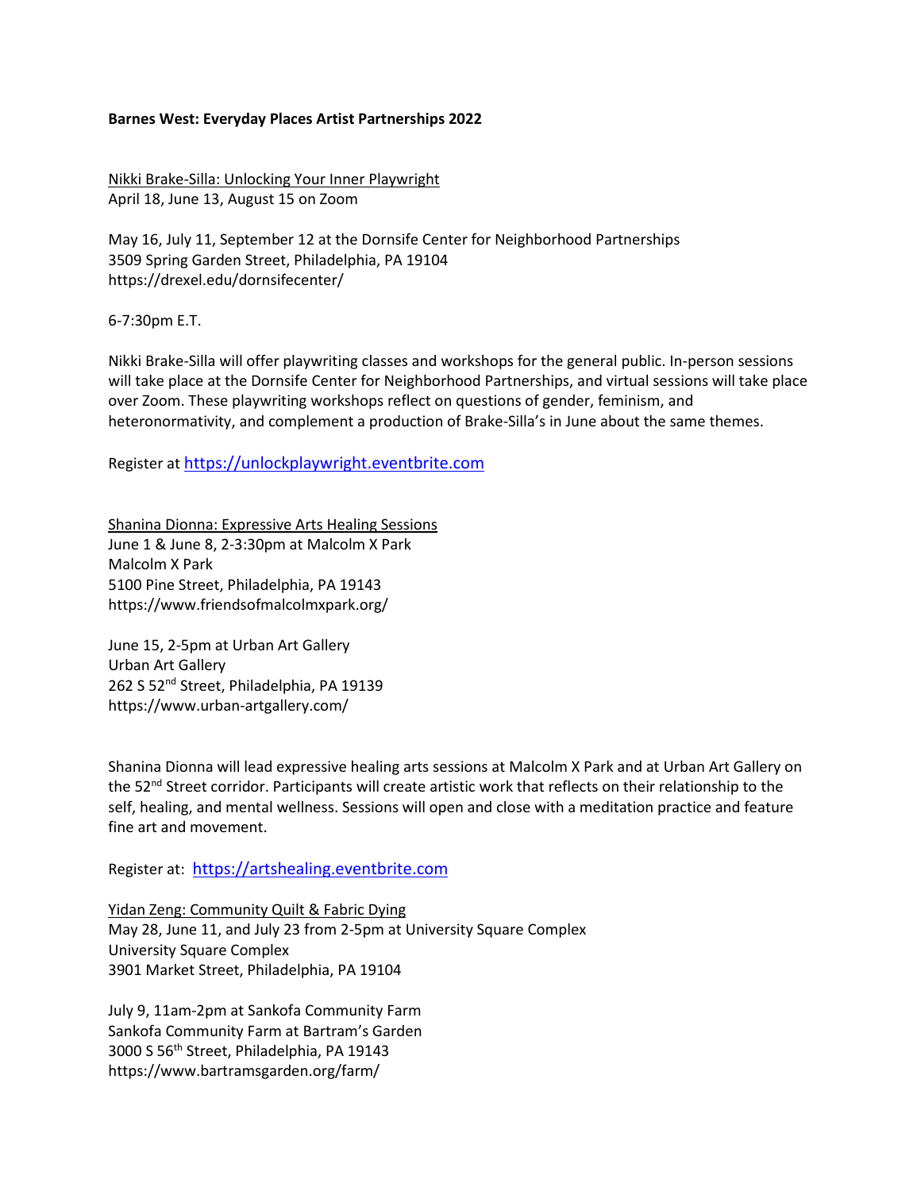**Barnes West: Everyday Places Artist Partnerships 2022**

Nikki Brake-Silla: Unlocking Your Inner Playwright
April 18, June 13, August 15 on Zoom

May 16, July 11, September 12 at the Dornsife Center for Neighborhood Partnerships
3509 Spring Garden Street, Philadelphia, PA 19104
https://drexel.edu/dornsifecenter/

6-7:30pm E.T.

Nikki Brake-Silla will offer playwriting classes and workshops for the general public. In-person sessions will take place at the Dornsife Center for Neighborhood Partnerships, and virtual sessions will take place over Zoom. These playwriting workshops reflect on questions of gender, feminism, and heteronormativity, and complement a production of Brake-Silla's in June about the same themes.

Register at https://unlockplaywright.eventbrite.com

Shanina Dionna: Expressive Arts Healing Sessions
June 1 & June 8, 2-3:30pm at Malcolm X Park
Malcolm X Park
5100 Pine Street, Philadelphia, PA 19143
https://www.friendsofmalcolmxpark.org/

June 15, 2-5pm at Urban Art Gallery
Urban Art Gallery
262 S 52nd Street, Philadelphia, PA 19139
https://www.urban-artgallery.com/

Shanina Dionna will lead expressive healing arts sessions at Malcolm X Park and at Urban Art Gallery on the 52nd Street corridor. Participants will create artistic work that reflects on their relationship to the self, healing, and mental wellness. Sessions will open and close with a meditation practice and feature fine art and movement.

Register at: https://artshealing.eventbrite.com

Yidan Zeng: Community Quilt & Fabric Dying
May 28, June 11, and July 23 from 2-5pm at University Square Complex
University Square Complex
3901 Market Street, Philadelphia, PA 19104

July 9, 11am-2pm at Sankofa Community Farm
Sankofa Community Farm at Bartram's Garden
3000 S 56th Street, Philadelphia, PA 19143
https://www.bartramsgarden.org/farm/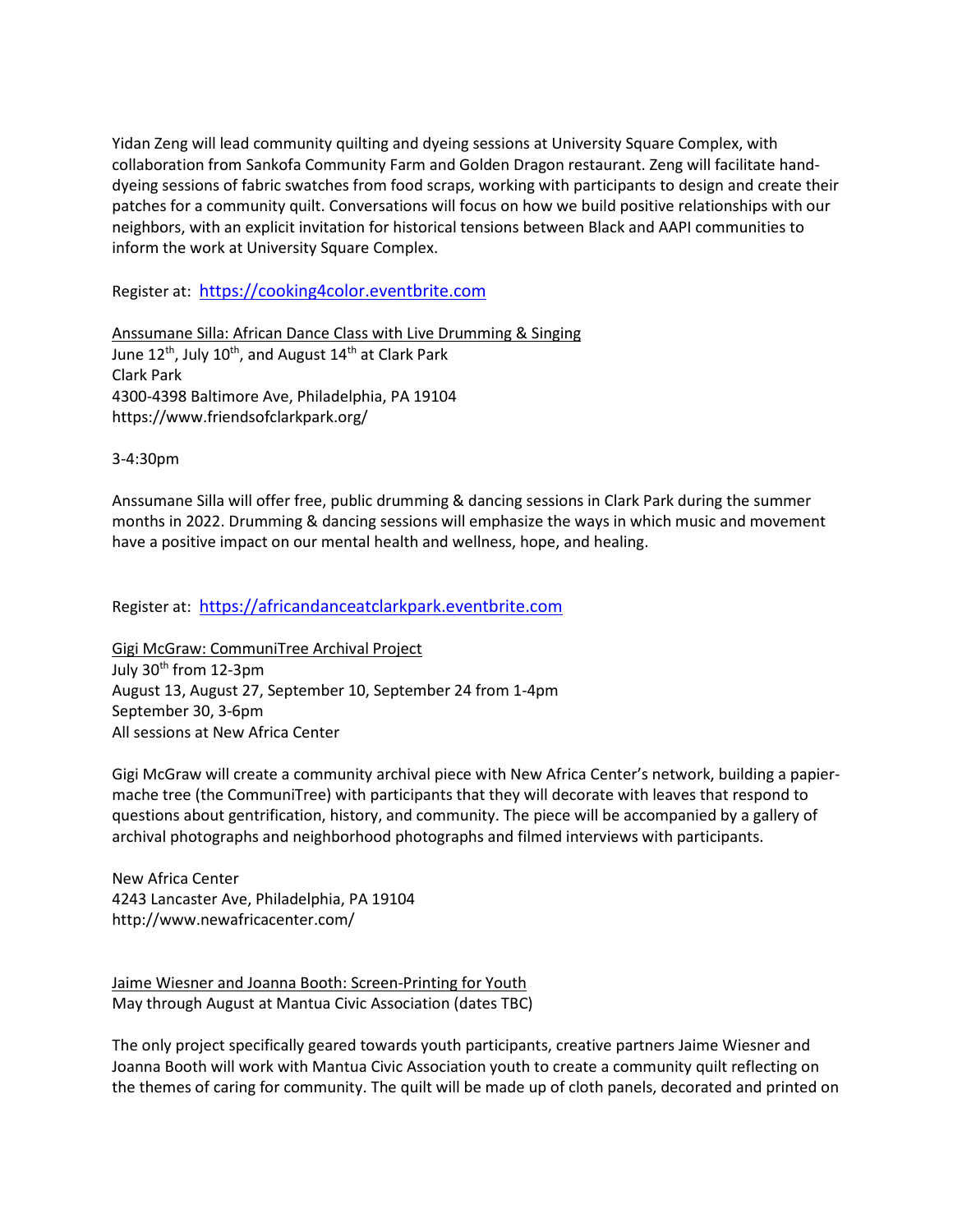Yidan Zeng will lead community quilting and dyeing sessions at University Square Complex, with collaboration from Sankofa Community Farm and Golden Dragon restaurant. Zeng will facilitate hand-dyeing sessions of fabric swatches from food scraps, working with participants to design and create their patches for a community quilt. Conversations will focus on how we build positive relationships with our neighbors, with an explicit invitation for historical tensions between Black and AAPI communities to inform the work at University Square Complex.

Register at: https://cooking4color.eventbrite.com

<u>Anssumane Silla: African Dance Class with Live Drumming & Singing</u>
June 12th, July 10th, and August 14th at Clark Park
Clark Park
4300-4398 Baltimore Ave, Philadelphia, PA 19104
https://www.friendsofclarkpark.org/

3-4:30pm

Anssumane Silla will offer free, public drumming & dancing sessions in Clark Park during the summer months in 2022. Drumming & dancing sessions will emphasize the ways in which music and movement have a positive impact on our mental health and wellness, hope, and healing.

Register at: https://africandanceatclarkpark.eventbrite.com

<u>Gigi McGraw: CommuniTree Archival Project</u>
July 30th from 12-3pm
August 13, August 27, September 10, September 24 from 1-4pm
September 30, 3-6pm
All sessions at New Africa Center

Gigi McGraw will create a community archival piece with New Africa Center's network, building a papier-mache tree (the CommuniTree) with participants that they will decorate with leaves that respond to questions about gentrification, history, and community. The piece will be accompanied by a gallery of archival photographs and neighborhood photographs and filmed interviews with participants.

New Africa Center
4243 Lancaster Ave, Philadelphia, PA 19104
http://www.newafricacenter.com/

<u>Jaime Wiesner and Joanna Booth: Screen-Printing for Youth</u>
May through August at Mantua Civic Association (dates TBC)

The only project specifically geared towards youth participants, creative partners Jaime Wiesner and Joanna Booth will work with Mantua Civic Association youth to create a community quilt reflecting on the themes of caring for community. The quilt will be made up of cloth panels, decorated and printed on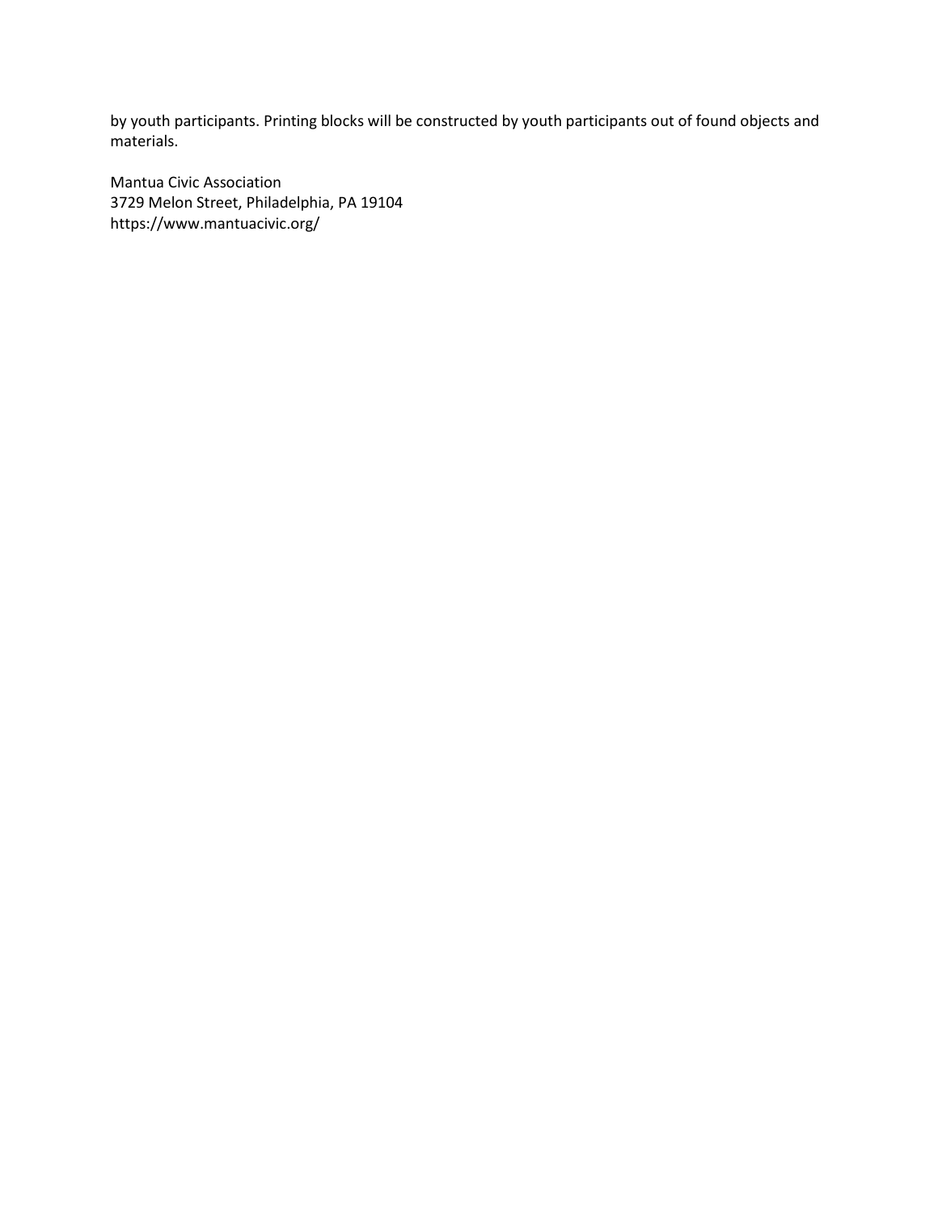by youth participants. Printing blocks will be constructed by youth participants out of found objects and materials.

Mantua Civic Association
3729 Melon Street, Philadelphia, PA 19104
https://www.mantuacivic.org/